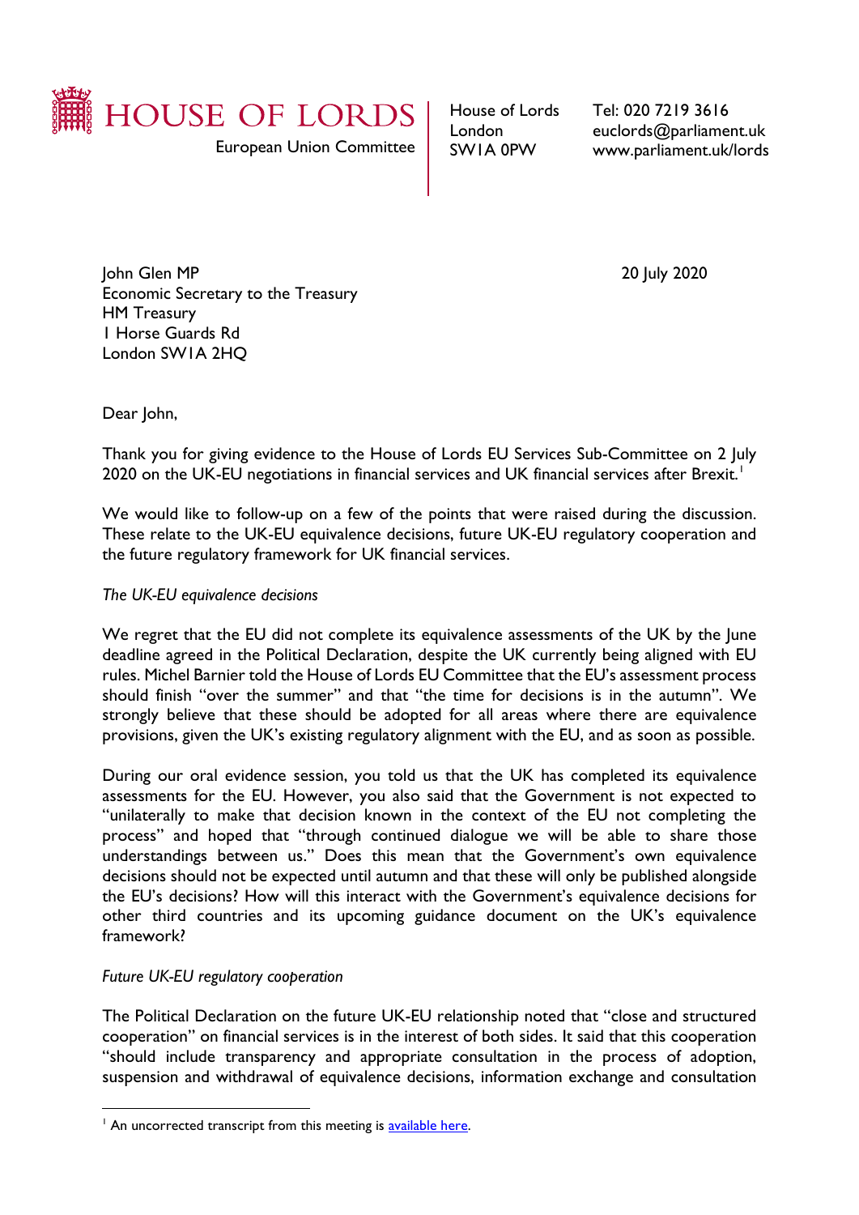HOUSE OF LORDS

European Union Committee

House of Lords
London
SW1A 0PW

Tel: 020 7219 3616
euclords@parliament.uk
www.parliament.uk/lords

John Glen MP
Economic Secretary to the Treasury
HM Treasury
1 Horse Guards Rd
London SW1A 2HQ

20 July 2020

Dear John,

Thank you for giving evidence to the House of Lords EU Services Sub-Committee on 2 July 2020 on the UK-EU negotiations in financial services and UK financial services after Brexit.[1]

We would like to follow-up on a few of the points that were raised during the discussion. These relate to the UK-EU equivalence decisions, future UK-EU regulatory cooperation and the future regulatory framework for UK financial services.

*The UK-EU equivalence decisions*

We regret that the EU did not complete its equivalence assessments of the UK by the June deadline agreed in the Political Declaration, despite the UK currently being aligned with EU rules. Michel Barnier told the House of Lords EU Committee that the EU's assessment process should finish "over the summer" and that "the time for decisions is in the autumn". We strongly believe that these should be adopted for all areas where there are equivalence provisions, given the UK's existing regulatory alignment with the EU, and as soon as possible.

During our oral evidence session, you told us that the UK has completed its equivalence assessments for the EU. However, you also said that the Government is not expected to "unilaterally to make that decision known in the context of the EU not completing the process" and hoped that "through continued dialogue we will be able to share those understandings between us." Does this mean that the Government's own equivalence decisions should not be expected until autumn and that these will only be published alongside the EU's decisions? How will this interact with the Government's equivalence decisions for other third countries and its upcoming guidance document on the UK's equivalence framework?

*Future UK-EU regulatory cooperation*

The Political Declaration on the future UK-EU relationship noted that "close and structured cooperation" on financial services is in the interest of both sides. It said that this cooperation "should include transparency and appropriate consultation in the process of adoption, suspension and withdrawal of equivalence decisions, information exchange and consultation

[1] An uncorrected transcript from this meeting is available here.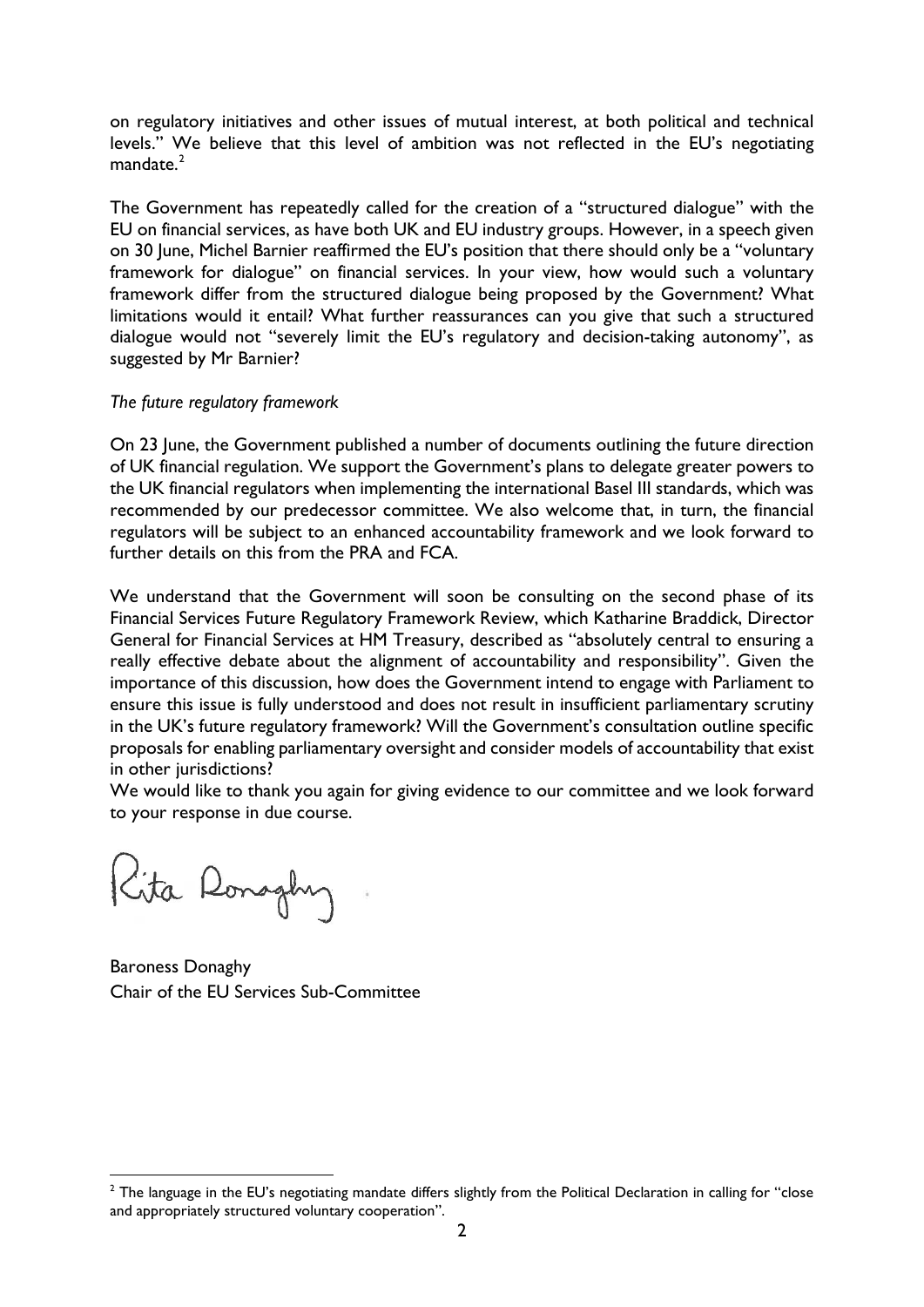on regulatory initiatives and other issues of mutual interest, at both political and technical levels." We believe that this level of ambition was not reflected in the EU's negotiating mandate.[2]

The Government has repeatedly called for the creation of a "structured dialogue" with the EU on financial services, as have both UK and EU industry groups. However, in a speech given on 30 June, Michel Barnier reaffirmed the EU's position that there should only be a "voluntary framework for dialogue" on financial services. In your view, how would such a voluntary framework differ from the structured dialogue being proposed by the Government? What limitations would it entail? What further reassurances can you give that such a structured dialogue would not "severely limit the EU's regulatory and decision-taking autonomy", as suggested by Mr Barnier?

*The future regulatory framework*

On 23 June, the Government published a number of documents outlining the future direction of UK financial regulation. We support the Government's plans to delegate greater powers to the UK financial regulators when implementing the international Basel III standards, which was recommended by our predecessor committee. We also welcome that, in turn, the financial regulators will be subject to an enhanced accountability framework and we look forward to further details on this from the PRA and FCA.

We understand that the Government will soon be consulting on the second phase of its Financial Services Future Regulatory Framework Review, which Katharine Braddick, Director General for Financial Services at HM Treasury, described as "absolutely central to ensuring a really effective debate about the alignment of accountability and responsibility". Given the importance of this discussion, how does the Government intend to engage with Parliament to ensure this issue is fully understood and does not result in insufficient parliamentary scrutiny in the UK's future regulatory framework? Will the Government's consultation outline specific proposals for enabling parliamentary oversight and consider models of accountability that exist in other jurisdictions?

We would like to thank you again for giving evidence to our committee and we look forward to your response in due course.

Rita Donaghy

Baroness Donaghy
Chair of the EU Services Sub-Committee

[2] The language in the EU's negotiating mandate differs slightly from the Political Declaration in calling for "close and appropriately structured voluntary cooperation".